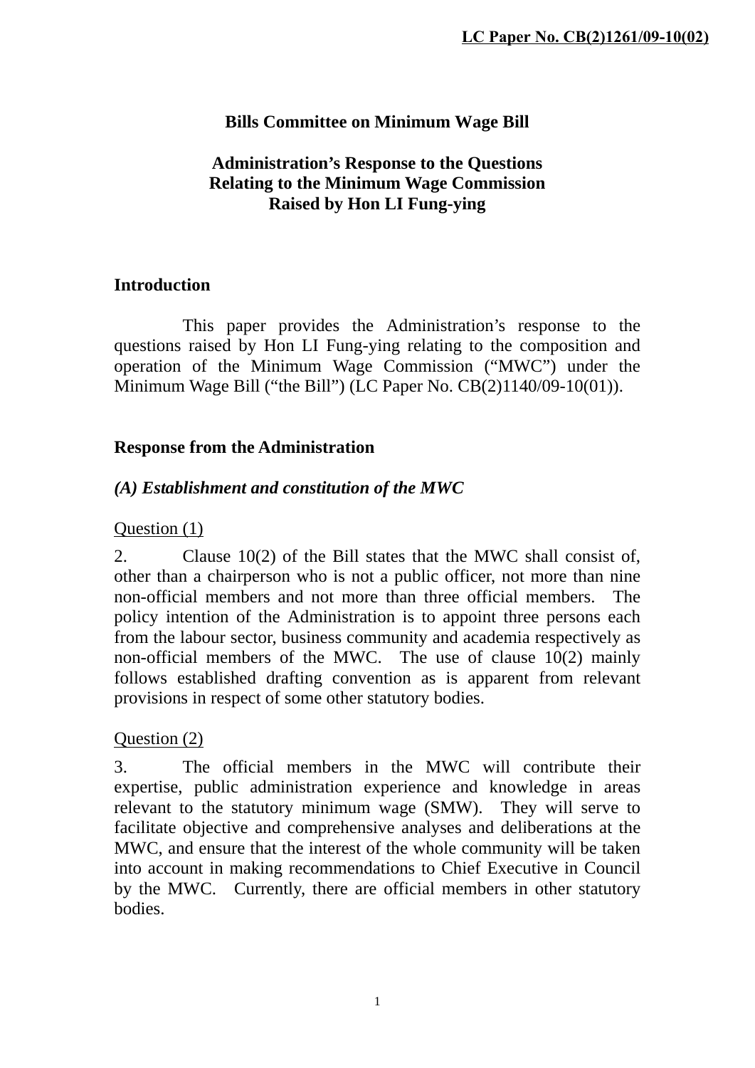LC Paper No. CB(2)1261/09-10(02)

# Bills Committee on Minimum Wage Bill

## Administration's Response to the Questions Relating to the Minimum Wage Commission Raised by Hon LI Fung-ying

### Introduction

This paper provides the Administration's response to the questions raised by Hon LI Fung-ying relating to the composition and operation of the Minimum Wage Commission ("MWC") under the Minimum Wage Bill ("the Bill") (LC Paper No. CB(2)1140/09-10(01)).

### Response from the Administration

#### *(A) Establishment and constitution of the MWC*

<u>Question (1)</u>

2. Clause 10(2) of the Bill states that the MWC shall consist of, other than a chairperson who is not a public officer, not more than nine non-official members and not more than three official members. The policy intention of the Administration is to appoint three persons each from the labour sector, business community and academia respectively as non-official members of the MWC. The use of clause 10(2) mainly follows established drafting convention as is apparent from relevant provisions in respect of some other statutory bodies.

<u>Question (2)</u>

3. The official members in the MWC will contribute their expertise, public administration experience and knowledge in areas relevant to the statutory minimum wage (SMW). They will serve to facilitate objective and comprehensive analyses and deliberations at the MWC, and ensure that the interest of the whole community will be taken into account in making recommendations to Chief Executive in Council by the MWC. Currently, there are official members in other statutory bodies.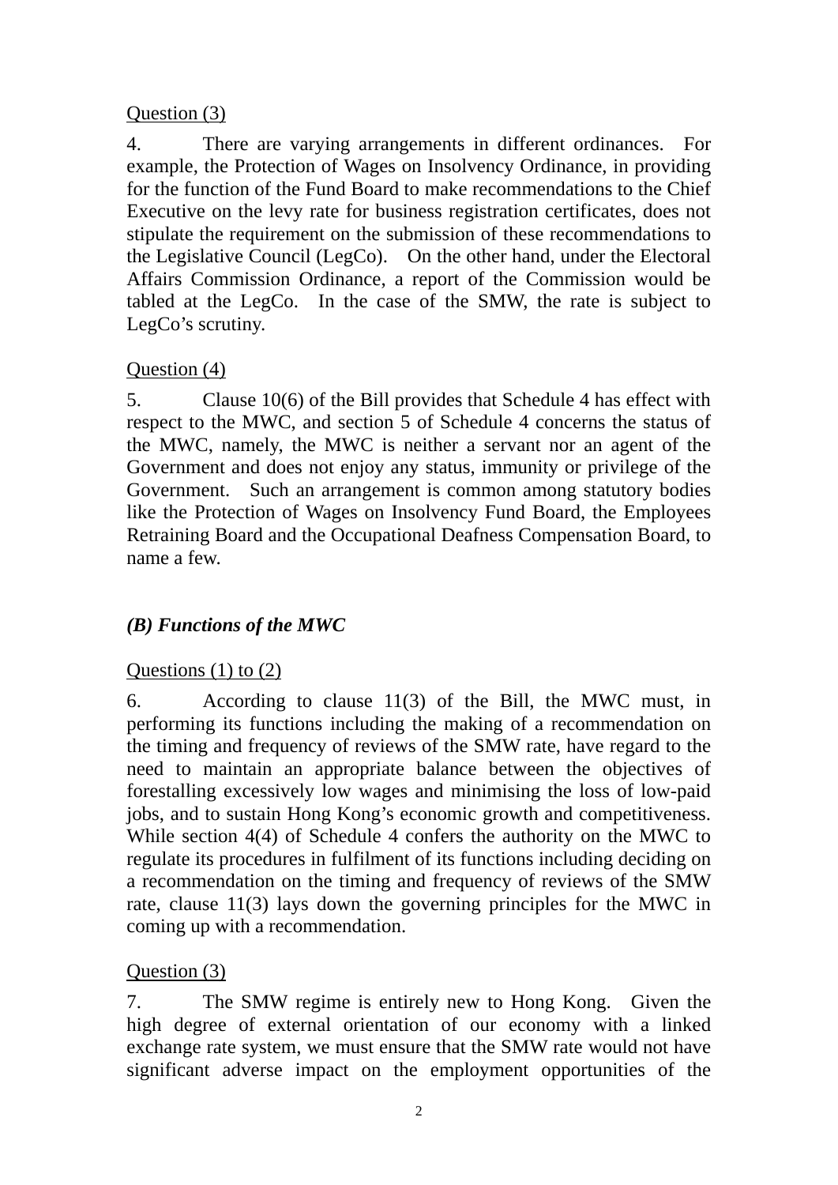Question (3)

4. There are varying arrangements in different ordinances. For example, the Protection of Wages on Insolvency Ordinance, in providing for the function of the Fund Board to make recommendations to the Chief Executive on the levy rate for business registration certificates, does not stipulate the requirement on the submission of these recommendations to the Legislative Council (LegCo). On the other hand, under the Electoral Affairs Commission Ordinance, a report of the Commission would be tabled at the LegCo. In the case of the SMW, the rate is subject to LegCo's scrutiny.

Question (4)

5. Clause 10(6) of the Bill provides that Schedule 4 has effect with respect to the MWC, and section 5 of Schedule 4 concerns the status of the MWC, namely, the MWC is neither a servant nor an agent of the Government and does not enjoy any status, immunity or privilege of the Government. Such an arrangement is common among statutory bodies like the Protection of Wages on Insolvency Fund Board, the Employees Retraining Board and the Occupational Deafness Compensation Board, to name a few.

***(B) Functions of the MWC***

Questions (1) to (2)

6. According to clause 11(3) of the Bill, the MWC must, in performing its functions including the making of a recommendation on the timing and frequency of reviews of the SMW rate, have regard to the need to maintain an appropriate balance between the objectives of forestalling excessively low wages and minimising the loss of low-paid jobs, and to sustain Hong Kong's economic growth and competitiveness. While section 4(4) of Schedule 4 confers the authority on the MWC to regulate its procedures in fulfilment of its functions including deciding on a recommendation on the timing and frequency of reviews of the SMW rate, clause 11(3) lays down the governing principles for the MWC in coming up with a recommendation.

Question (3)

7. The SMW regime is entirely new to Hong Kong. Given the high degree of external orientation of our economy with a linked exchange rate system, we must ensure that the SMW rate would not have significant adverse impact on the employment opportunities of the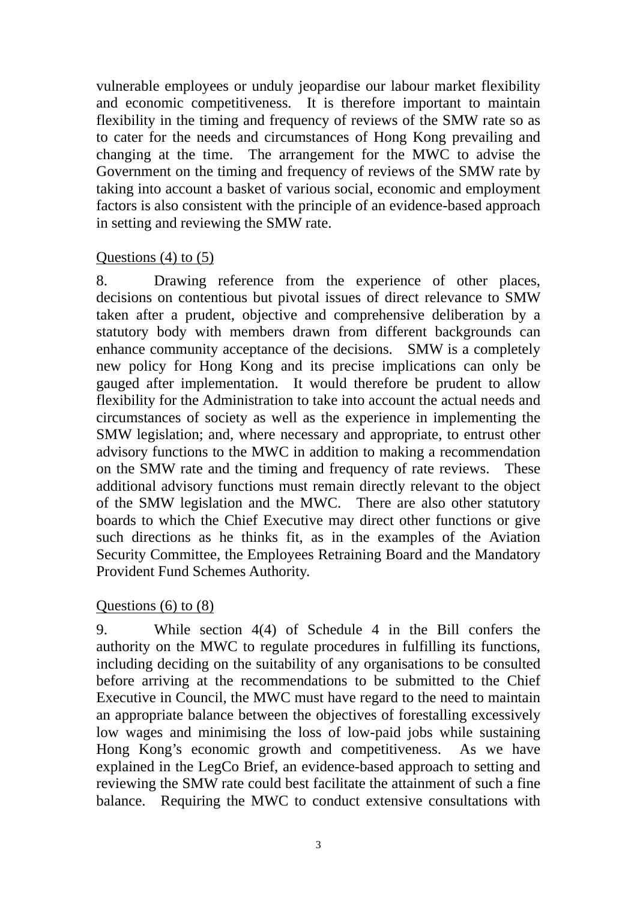vulnerable employees or unduly jeopardise our labour market flexibility and economic competitiveness. It is therefore important to maintain flexibility in the timing and frequency of reviews of the SMW rate so as to cater for the needs and circumstances of Hong Kong prevailing and changing at the time. The arrangement for the MWC to advise the Government on the timing and frequency of reviews of the SMW rate by taking into account a basket of various social, economic and employment factors is also consistent with the principle of an evidence-based approach in setting and reviewing the SMW rate.

<u>Questions (4) to (5)</u>

8. Drawing reference from the experience of other places, decisions on contentious but pivotal issues of direct relevance to SMW taken after a prudent, objective and comprehensive deliberation by a statutory body with members drawn from different backgrounds can enhance community acceptance of the decisions. SMW is a completely new policy for Hong Kong and its precise implications can only be gauged after implementation. It would therefore be prudent to allow flexibility for the Administration to take into account the actual needs and circumstances of society as well as the experience in implementing the SMW legislation; and, where necessary and appropriate, to entrust other advisory functions to the MWC in addition to making a recommendation on the SMW rate and the timing and frequency of rate reviews. These additional advisory functions must remain directly relevant to the object of the SMW legislation and the MWC. There are also other statutory boards to which the Chief Executive may direct other functions or give such directions as he thinks fit, as in the examples of the Aviation Security Committee, the Employees Retraining Board and the Mandatory Provident Fund Schemes Authority.

<u>Questions (6) to (8)</u>

9. While section 4(4) of Schedule 4 in the Bill confers the authority on the MWC to regulate procedures in fulfilling its functions, including deciding on the suitability of any organisations to be consulted before arriving at the recommendations to be submitted to the Chief Executive in Council, the MWC must have regard to the need to maintain an appropriate balance between the objectives of forestalling excessively low wages and minimising the loss of low-paid jobs while sustaining Hong Kong's economic growth and competitiveness. As we have explained in the LegCo Brief, an evidence-based approach to setting and reviewing the SMW rate could best facilitate the attainment of such a fine balance. Requiring the MWC to conduct extensive consultations with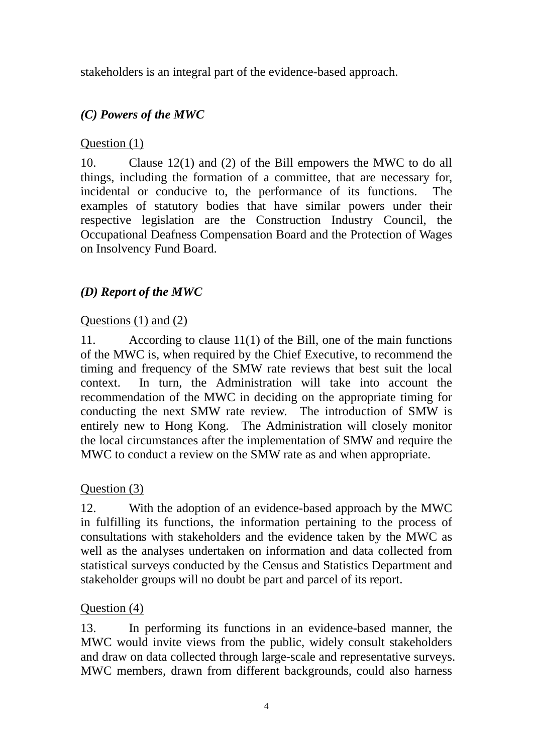stakeholders is an integral part of the evidence-based approach.

### *(C) Powers of the MWC*

Question (1)

10. Clause 12(1) and (2) of the Bill empowers the MWC to do all things, including the formation of a committee, that are necessary for, incidental or conducive to, the performance of its functions. The examples of statutory bodies that have similar powers under their respective legislation are the Construction Industry Council, the Occupational Deafness Compensation Board and the Protection of Wages on Insolvency Fund Board.

### *(D) Report of the MWC*

Questions (1) and (2)

11. According to clause 11(1) of the Bill, one of the main functions of the MWC is, when required by the Chief Executive, to recommend the timing and frequency of the SMW rate reviews that best suit the local context. In turn, the Administration will take into account the recommendation of the MWC in deciding on the appropriate timing for conducting the next SMW rate review. The introduction of SMW is entirely new to Hong Kong. The Administration will closely monitor the local circumstances after the implementation of SMW and require the MWC to conduct a review on the SMW rate as and when appropriate.

Question (3)

12. With the adoption of an evidence-based approach by the MWC in fulfilling its functions, the information pertaining to the process of consultations with stakeholders and the evidence taken by the MWC as well as the analyses undertaken on information and data collected from statistical surveys conducted by the Census and Statistics Department and stakeholder groups will no doubt be part and parcel of its report.

Question (4)

13. In performing its functions in an evidence-based manner, the MWC would invite views from the public, widely consult stakeholders and draw on data collected through large-scale and representative surveys. MWC members, drawn from different backgrounds, could also harness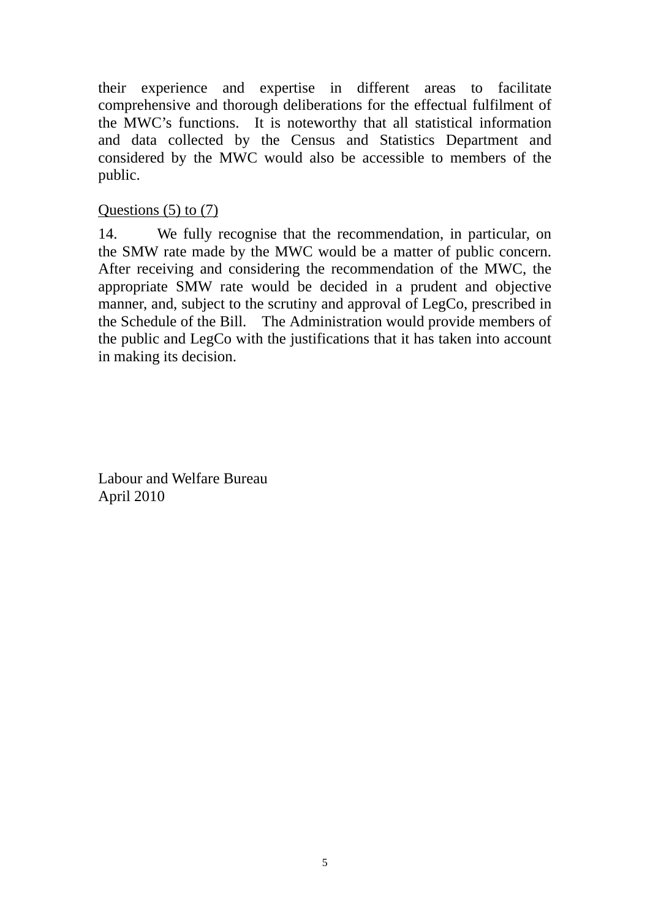their experience and expertise in different areas to facilitate comprehensive and thorough deliberations for the effectual fulfilment of the MWC's functions. It is noteworthy that all statistical information and data collected by the Census and Statistics Department and considered by the MWC would also be accessible to members of the public.

<u>Questions (5) to (7)</u>

14. We fully recognise that the recommendation, in particular, on the SMW rate made by the MWC would be a matter of public concern. After receiving and considering the recommendation of the MWC, the appropriate SMW rate would be decided in a prudent and objective manner, and, subject to the scrutiny and approval of LegCo, prescribed in the Schedule of the Bill. The Administration would provide members of the public and LegCo with the justifications that it has taken into account in making its decision.

Labour and Welfare Bureau
April 2010